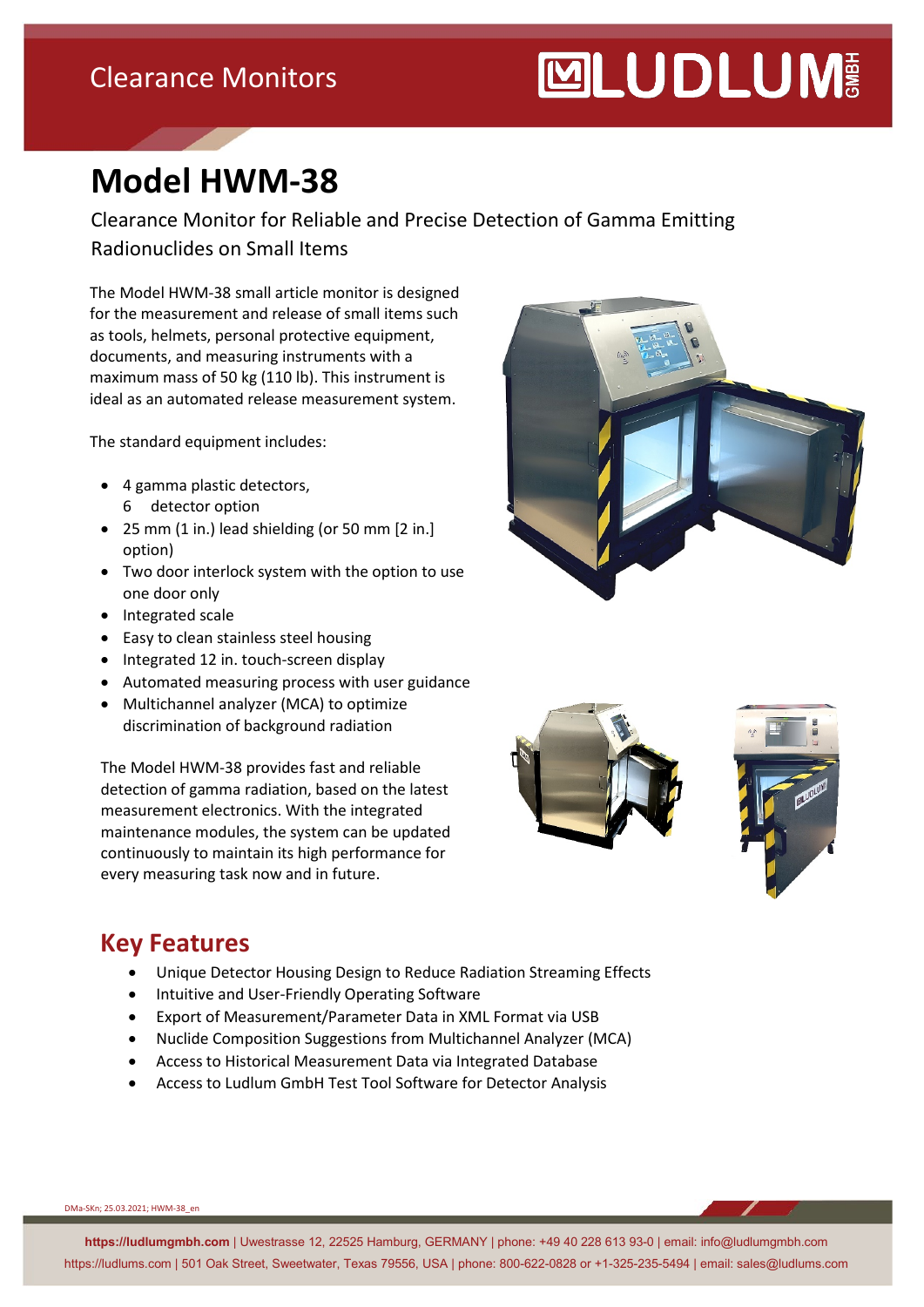Clearance Monitors

# Model HWM-38

Clearance Monitor for Reliable and Precise Detection of Gamma Emitting Radionuclides on Small Items

The Model HWM-38 small article monitor is designed for the measurement and release of small items such as tools, helmets, personal protective equipment, documents, and measuring instruments with a maximum mass of 50 kg (110 lb). This instrument is ideal as an automated release measurement system.

The standard equipment includes:

- 4 gamma plastic detectors, 6 detector option
- 25 mm (1 in.) lead shielding (or 50 mm [2 in.] option)
- Two door interlock system with the option to use one door only
- Integrated scale
- Easy to clean stainless steel housing
- Integrated 12 in. touch-screen display
- Automated measuring process with user guidance
- Multichannel analyzer (MCA) to optimize discrimination of background radiation

The Model HWM-38 provides fast and reliable detection of gamma radiation, based on the latest measurement electronics. With the integrated maintenance modules, the system can be updated continuously to maintain its high performance for every measuring task now and in future.

## Key Features

- Unique Detector Housing Design to Reduce Radiation Streaming Effects
- Intuitive and User-Friendly Operating Software
- Export of Measurement/Parameter Data in XML Format via USB
- Nuclide Composition Suggestions from Multichannel Analyzer (MCA)
- Access to Historical Measurement Data via Integrated Database
- Access to Ludlum GmbH Test Tool Software for Detector Analysis

DMa-SKn; 25.03.2021; HWM-38_en

**https://ludlumgmbh.com** | Uwestrasse 12, 22525 Hamburg, GERMANY | phone: +49 40 228 613 93-0 | email: info@ludlumgmbh.com
https://ludlums.com | 501 Oak Street, Sweetwater, Texas 79556, USA | phone: 800-622-0828 or +1-325-235-5494 | email: sales@ludlums.com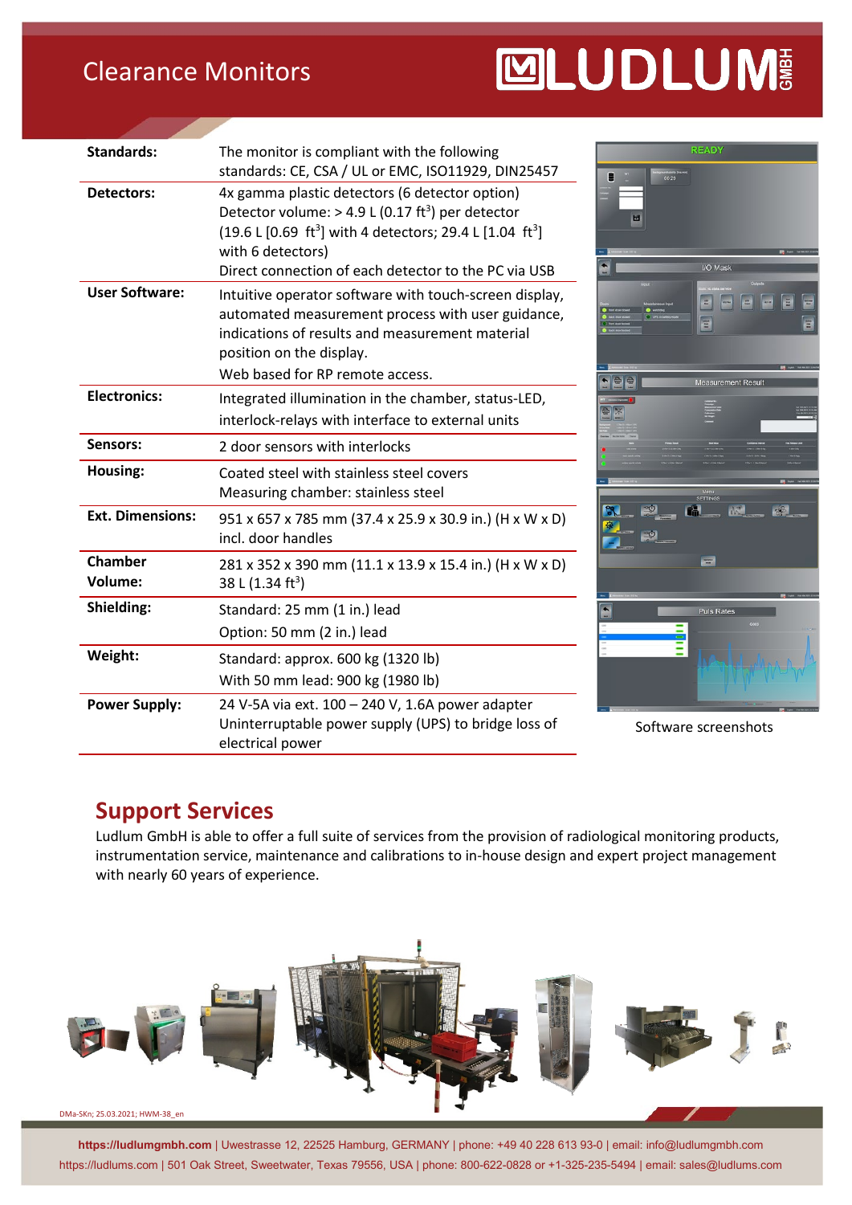# Clearance Monitors

| | |
|---|---|
| **Standards:** | The monitor is compliant with the following standards: CE, CSA / UL or EMC, ISO11929, DIN25457 |
| **Detectors:** | 4x gamma plastic detectors (6 detector option)<br>Detector volume: > 4.9 L (0.17 ft$^3$) per detector (19.6 L [0.69 ft$^3$] with 4 detectors; 29.4 L [1.04 ft$^3$] with 6 detectors)<br>Direct connection of each detector to the PC via USB |
| **User Software:** | Intuitive operator software with touch-screen display, automated measurement process with user guidance, indications of results and measurement material position on the display.<br>Web based for RP remote access. |
| **Electronics:** | Integrated illumination in the chamber, status-LED, interlock-relays with interface to external units |
| **Sensors:** | 2 door sensors with interlocks |
| **Housing:** | Coated steel with stainless steel covers<br>Measuring chamber: stainless steel |
| **Ext. Dimensions:** | 951 x 657 x 785 mm (37.4 x 25.9 x 30.9 in.) (H x W x D) incl. door handles |
| **Chamber Volume:** | 281 x 352 x 390 mm (11.1 x 13.9 x 15.4 in.) (H x W x D)<br>38 L (1.34 ft$^3$) |
| **Shielding:** | Standard: 25 mm (1 in.) lead<br>Option: 50 mm (2 in.) lead |
| **Weight:** | Standard: approx. 600 kg (1320 lb)<br>With 50 mm lead: 900 kg (1980 lb) |
| **Power Supply:** | 24 V-5A via ext. 100 – 240 V, 1.6A power adapter<br>Uninterruptable power supply (UPS) to bridge loss of electrical power |

Software screenshots

## Support Services

Ludlum GmbH is able to offer a full suite of services from the provision of radiological monitoring products, instrumentation service, maintenance and calibrations to in-house design and expert project management with nearly 60 years of experience.

DMa-SKn; 25.03.2021; HWM-38_en

**https://ludlumgmbh.com** | Uwestrasse 12, 22525 Hamburg, GERMANY | phone: +49 40 228 613 93-0 | email: info@ludlumgmbh.com
https://ludlums.com | 501 Oak Street, Sweetwater, Texas 79556, USA | phone: 800-622-0828 or +1-325-235-5494 | email: sales@ludlums.com